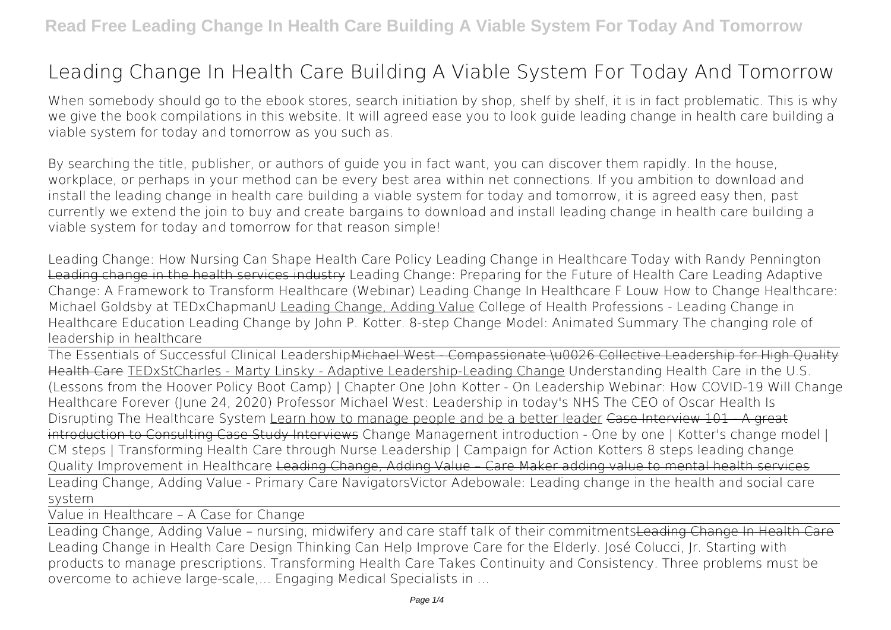# Leading Change In Health Care Building A Viable System For Today And Tomorrow

When somebody should go to the ebook stores, search initiation by shop, shelf by shelf, it is in fact problematic. This is why we give the book compilations in this website. It will agreed ease you to look guide **leading change in health care building a viable system for today and tomorrow** as you such as.

By searching the title, publisher, or authors of guide you in fact want, you can discover them rapidly. In the house, workplace, or perhaps in your method can be every best area within net connections. If you ambition to download and install the leading change in health care building a viable system for today and tomorrow, it is agreed easy then, past currently we extend the join to buy and create bargains to download and install leading change in health care building a viable system for today and tomorrow for that reason simple!

**Leading Change: How Nursing Can Shape Health Care Policy** **Leading Change in Healthcare Today with Randy Pennington** Leading change in the health services industry **Leading Change: Preparing for the Future of Health Care** **Leading Adaptive Change: A Framework to Transform Healthcare (Webinar)** **Leading Change In Healthcare F Louw** **How to Change Healthcare: Michael Goldsby at TEDxChapmanU** Leading Change, Adding Value **College of Health Professions - Leading Change in Healthcare Education** **Leading Change by John P. Kotter. 8-step Change Model: Animated Summary** **The changing role of leadership in healthcare**

The Essentials of Successful Clinical Leadership~~Michael West - Compassionate \u0026 Collective Leadership for High Quality Health Care~~ TEDxStCharles - Marty Linsky - Adaptive Leadership-Leading Change **Understanding Health Care in the U.S. (Lessons from the Hoover Policy Boot Camp) | Chapter One** **John Kotter - On Leadership** **Webinar: How COVID-19 Will Change Healthcare Forever (June 24, 2020)** **Professor Michael West: Leadership in today's NHS** **The CEO of Oscar Health Is Disrupting The Healthcare System** Learn how to manage people and be a better leader ~~Case Interview 101 - A great introduction to Consulting Case Study Interviews~~ **Change Management introduction - One by one | Kotter's change model | CM steps |** **Transforming Health Care through Nurse Leadership | Campaign for Action** **Kotters 8 steps leading change** **Quality Improvement in Healthcare** ~~Leading Change, Adding Value – Care Maker adding value to mental health services~~

Leading Change, Adding Value - Primary Care Navigators**Victor Adebowale: Leading change in the health and social care system**

Value in Healthcare – A Case for Change

Leading Change, Adding Value – nursing, midwifery and care staff talk of their commitments~~Leading Change In Health Care~~
Leading Change in Health Care Design Thinking Can Help Improve Care for the Elderly. José Colucci, Jr. Starting with products to manage prescriptions. Transforming Health Care Takes Continuity and Consistency. Three problems must be overcome to achieve large-scale,... Engaging Medical Specialists in ...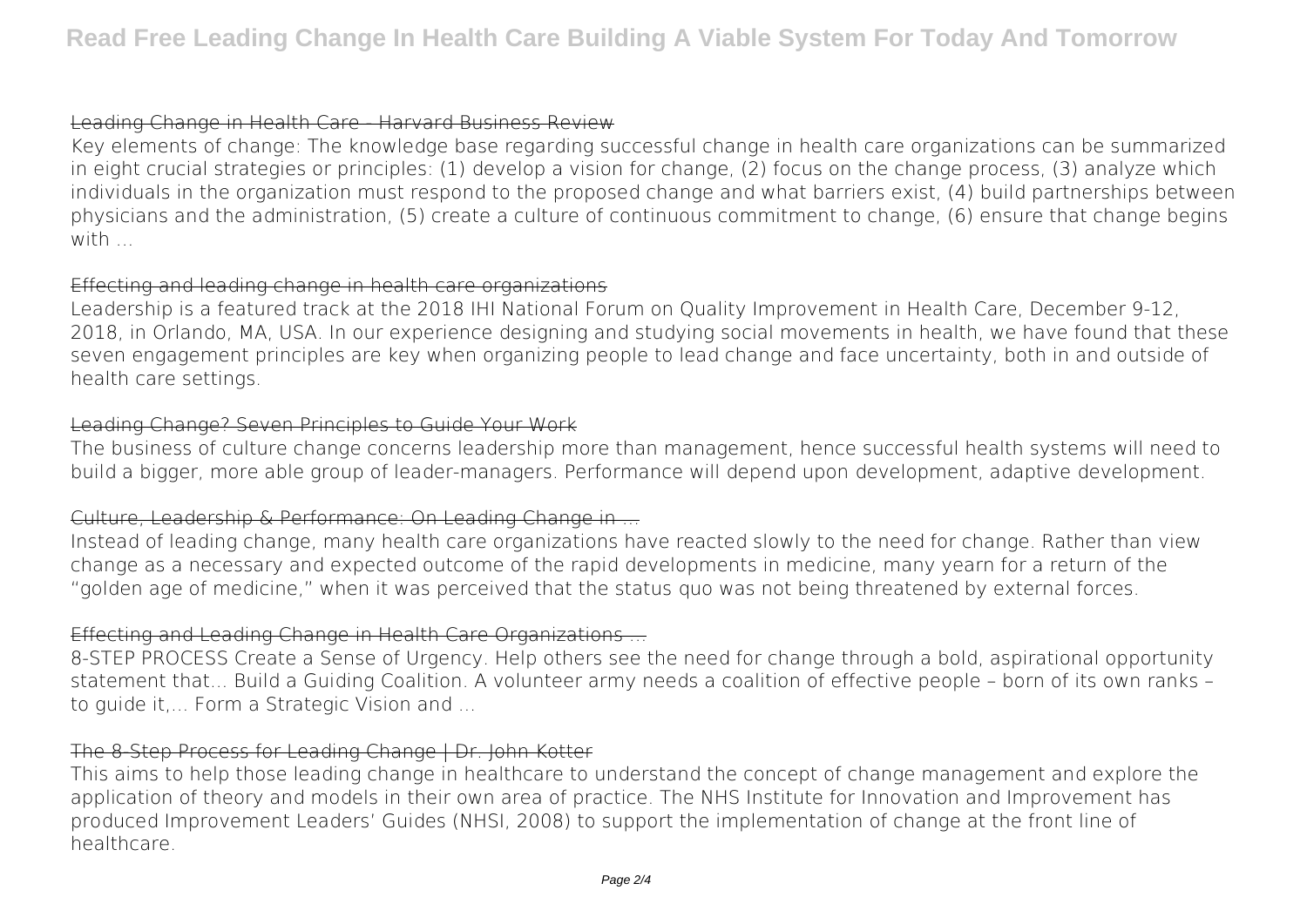## Leading Change in Health Care - Harvard Business Review

Key elements of change: The knowledge base regarding successful change in health care organizations can be summarized in eight crucial strategies or principles: (1) develop a vision for change, (2) focus on the change process, (3) analyze which individuals in the organization must respond to the proposed change and what barriers exist, (4) build partnerships between physicians and the administration, (5) create a culture of continuous commitment to change, (6) ensure that change begins with ...

## Effecting and leading change in health care organizations

Leadership is a featured track at the 2018 IHI National Forum on Quality Improvement in Health Care, December 9-12, 2018, in Orlando, MA, USA. In our experience designing and studying social movements in health, we have found that these seven engagement principles are key when organizing people to lead change and face uncertainty, both in and outside of health care settings.

## Leading Change? Seven Principles to Guide Your Work

The business of culture change concerns leadership more than management, hence successful health systems will need to build a bigger, more able group of leader-managers. Performance will depend upon development, adaptive development.

## Culture, Leadership & Performance: On Leading Change in ...

Instead of leading change, many health care organizations have reacted slowly to the need for change. Rather than view change as a necessary and expected outcome of the rapid developments in medicine, many yearn for a return of the "golden age of medicine," when it was perceived that the status quo was not being threatened by external forces.

## Effecting and Leading Change in Health Care Organizations ...

8-STEP PROCESS Create a Sense of Urgency. Help others see the need for change through a bold, aspirational opportunity statement that... Build a Guiding Coalition. A volunteer army needs a coalition of effective people – born of its own ranks – to guide it,... Form a Strategic Vision and ...

## The 8-Step Process for Leading Change | Dr. John Kotter

This aims to help those leading change in healthcare to understand the concept of change management and explore the application of theory and models in their own area of practice. The NHS Institute for Innovation and Improvement has produced Improvement Leaders' Guides (NHSI, 2008) to support the implementation of change at the front line of healthcare.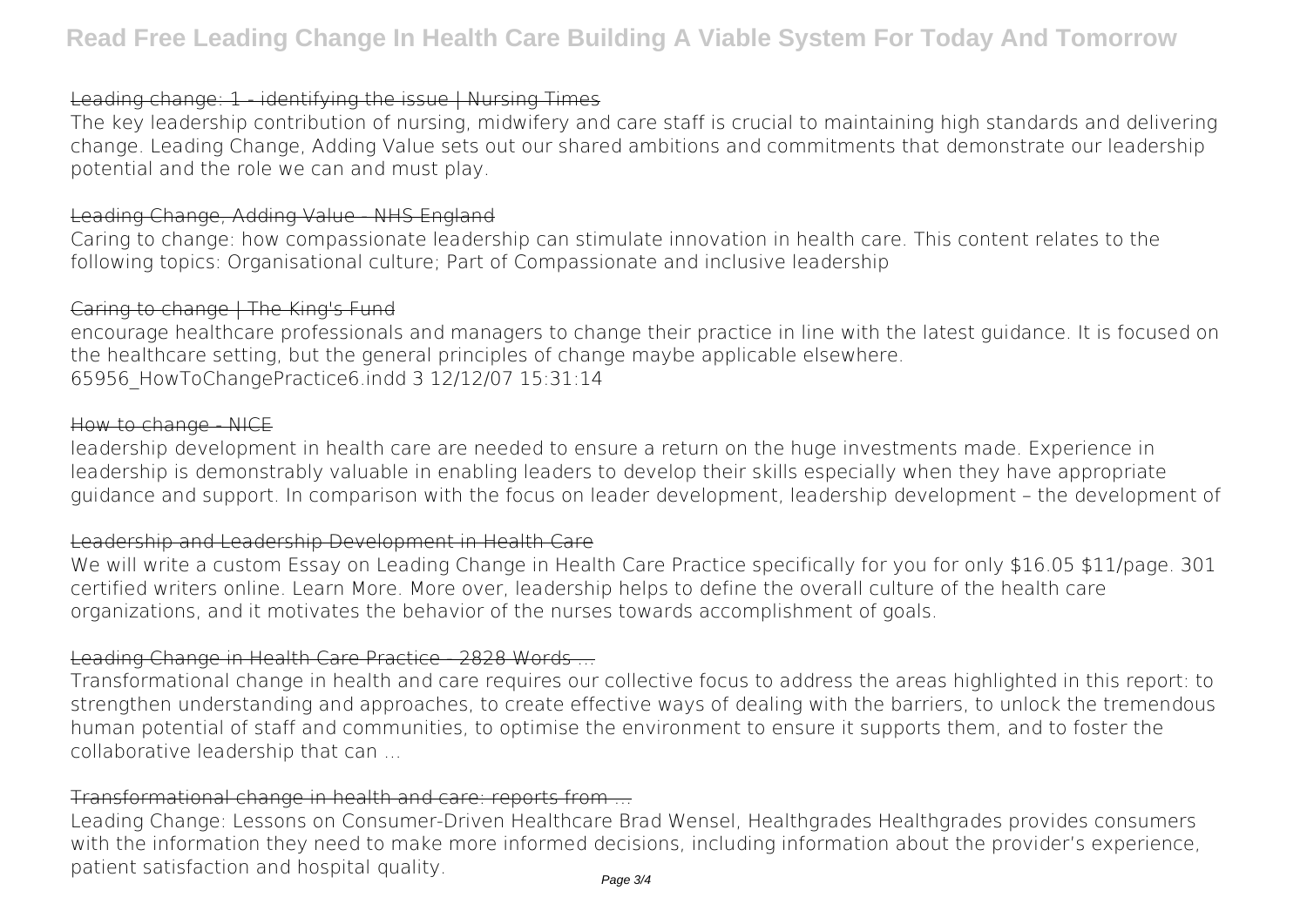### Leading change: 1 - identifying the issue | Nursing Times

The key leadership contribution of nursing, midwifery and care staff is crucial to maintaining high standards and delivering change. Leading Change, Adding Value sets out our shared ambitions and commitments that demonstrate our leadership potential and the role we can and must play.

### Leading Change, Adding Value - NHS England

Caring to change: how compassionate leadership can stimulate innovation in health care. This content relates to the following topics: Organisational culture; Part of Compassionate and inclusive leadership

### Caring to change | The King's Fund

encourage healthcare professionals and managers to change their practice in line with the latest guidance. It is focused on the healthcare setting, but the general principles of change maybe applicable elsewhere. 65956_HowToChangePractice6.indd 3 12/12/07 15:31:14

### How to change - NICE

leadership development in health care are needed to ensure a return on the huge investments made. Experience in leadership is demonstrably valuable in enabling leaders to develop their skills especially when they have appropriate guidance and support. In comparison with the focus on leader development, leadership development – the development of

### Leadership and Leadership Development in Health Care

We will write a custom Essay on Leading Change in Health Care Practice specifically for you for only $16.05 $11/page. 301 certified writers online. Learn More. More over, leadership helps to define the overall culture of the health care organizations, and it motivates the behavior of the nurses towards accomplishment of goals.

### Leading Change in Health Care Practice - 2828 Words ...

Transformational change in health and care requires our collective focus to address the areas highlighted in this report: to strengthen understanding and approaches, to create effective ways of dealing with the barriers, to unlock the tremendous human potential of staff and communities, to optimise the environment to ensure it supports them, and to foster the collaborative leadership that can ...

### Transformational change in health and care: reports from ...

Leading Change: Lessons on Consumer-Driven Healthcare Brad Wensel, Healthgrades Healthgrades provides consumers with the information they need to make more informed decisions, including information about the provider's experience, patient satisfaction and hospital quality.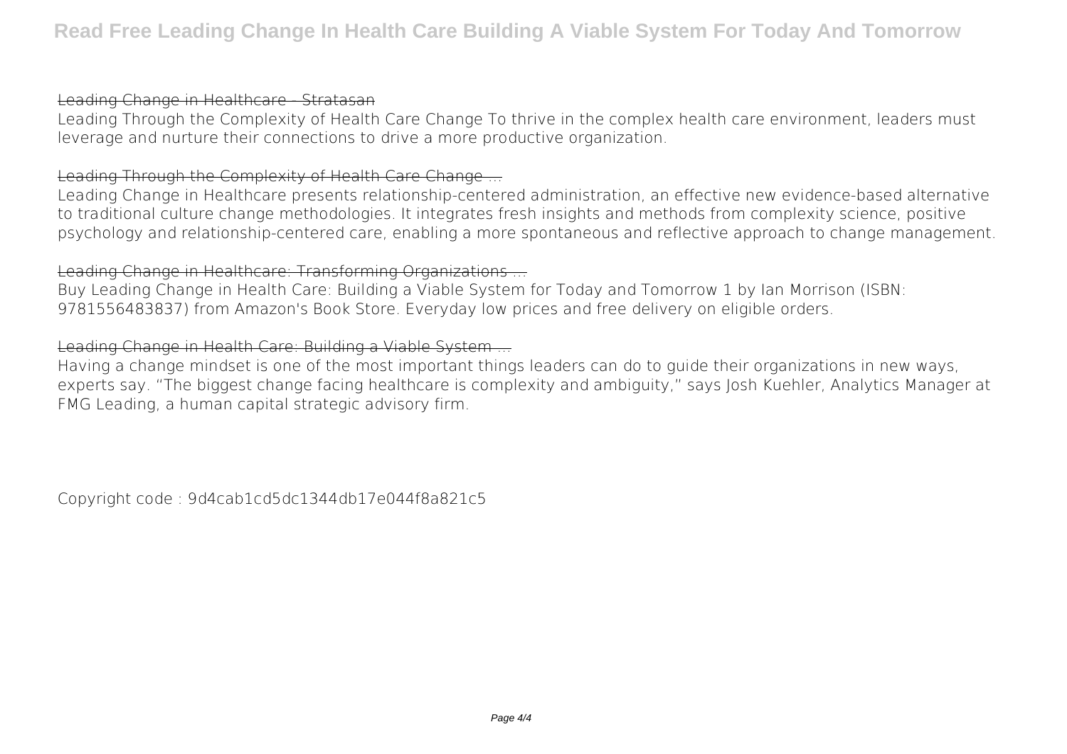Leading Change in Healthcare - Stratasan

Leading Through the Complexity of Health Care Change To thrive in the complex health care environment, leaders must leverage and nurture their connections to drive a more productive organization.

Leading Through the Complexity of Health Care Change ...

Leading Change in Healthcare presents relationship-centered administration, an effective new evidence-based alternative to traditional culture change methodologies. It integrates fresh insights and methods from complexity science, positive psychology and relationship-centered care, enabling a more spontaneous and reflective approach to change management.

Leading Change in Healthcare: Transforming Organizations ...

Buy Leading Change in Health Care: Building a Viable System for Today and Tomorrow 1 by Ian Morrison (ISBN: 9781556483837) from Amazon's Book Store. Everyday low prices and free delivery on eligible orders.

Leading Change in Health Care: Building a Viable System ...

Having a change mindset is one of the most important things leaders can do to guide their organizations in new ways, experts say. "The biggest change facing healthcare is complexity and ambiguity," says Josh Kuehler, Analytics Manager at FMG Leading, a human capital strategic advisory firm.

Copyright code : 9d4cab1cd5dc1344db17e044f8a821c5